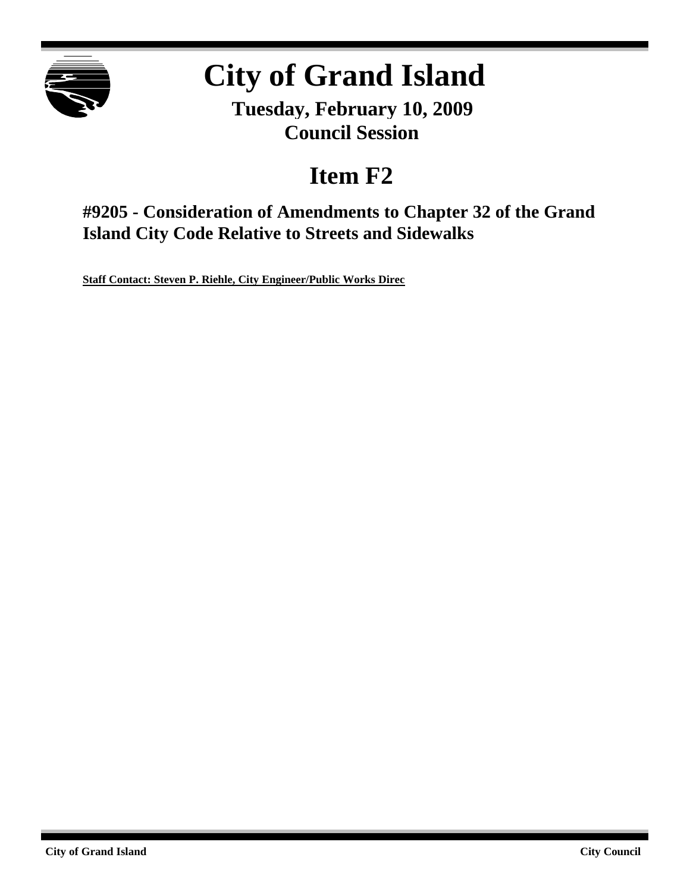# City of Grand Island

**Tuesday, February 10, 2009**
**Council Session**

## Item F2

### #9205 - Consideration of Amendments to Chapter 32 of the Grand Island City Code Relative to Streets and Sidewalks

**Staff Contact: Steven P. Riehle, City Engineer/Public Works Direc**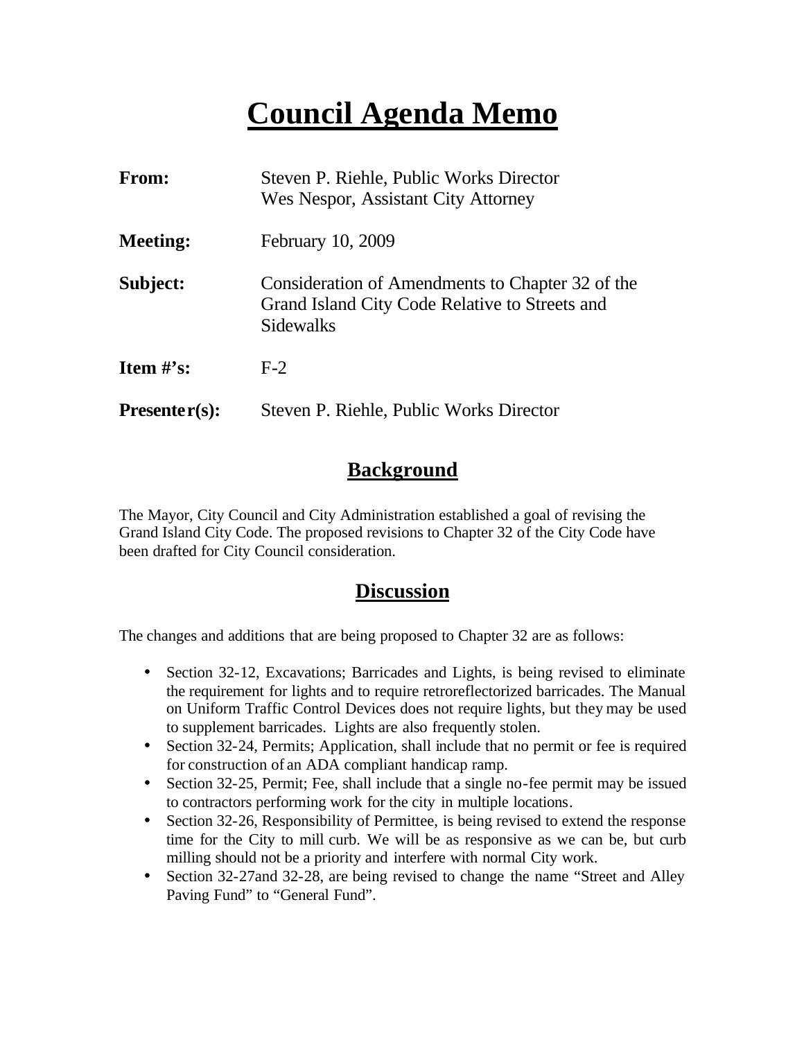# Council Agenda Memo

| | |
|---|---|
| **From:** | Steven P. Riehle, Public Works Director<br>Wes Nespor, Assistant City Attorney |
| **Meeting:** | February 10, 2009 |
| **Subject:** | Consideration of Amendments to Chapter 32 of the Grand Island City Code Relative to Streets and Sidewalks |
| **Item #'s:** | F-2 |
| **Presenter(s):** | Steven P. Riehle, Public Works Director |

## Background

The Mayor, City Council and City Administration established a goal of revising the Grand Island City Code. The proposed revisions to Chapter 32 of the City Code have been drafted for City Council consideration.

## Discussion

The changes and additions that are being proposed to Chapter 32 are as follows:

- Section 32-12, Excavations; Barricades and Lights, is being revised to eliminate the requirement for lights and to require retroreflectorized barricades. The Manual on Uniform Traffic Control Devices does not require lights, but they may be used to supplement barricades. Lights are also frequently stolen.
- Section 32-24, Permits; Application, shall include that no permit or fee is required for construction of an ADA compliant handicap ramp.
- Section 32-25, Permit; Fee, shall include that a single no-fee permit may be issued to contractors performing work for the city in multiple locations.
- Section 32-26, Responsibility of Permittee, is being revised to extend the response time for the City to mill curb. We will be as responsive as we can be, but curb milling should not be a priority and interfere with normal City work.
- Section 32-27and 32-28, are being revised to change the name "Street and Alley Paving Fund" to "General Fund".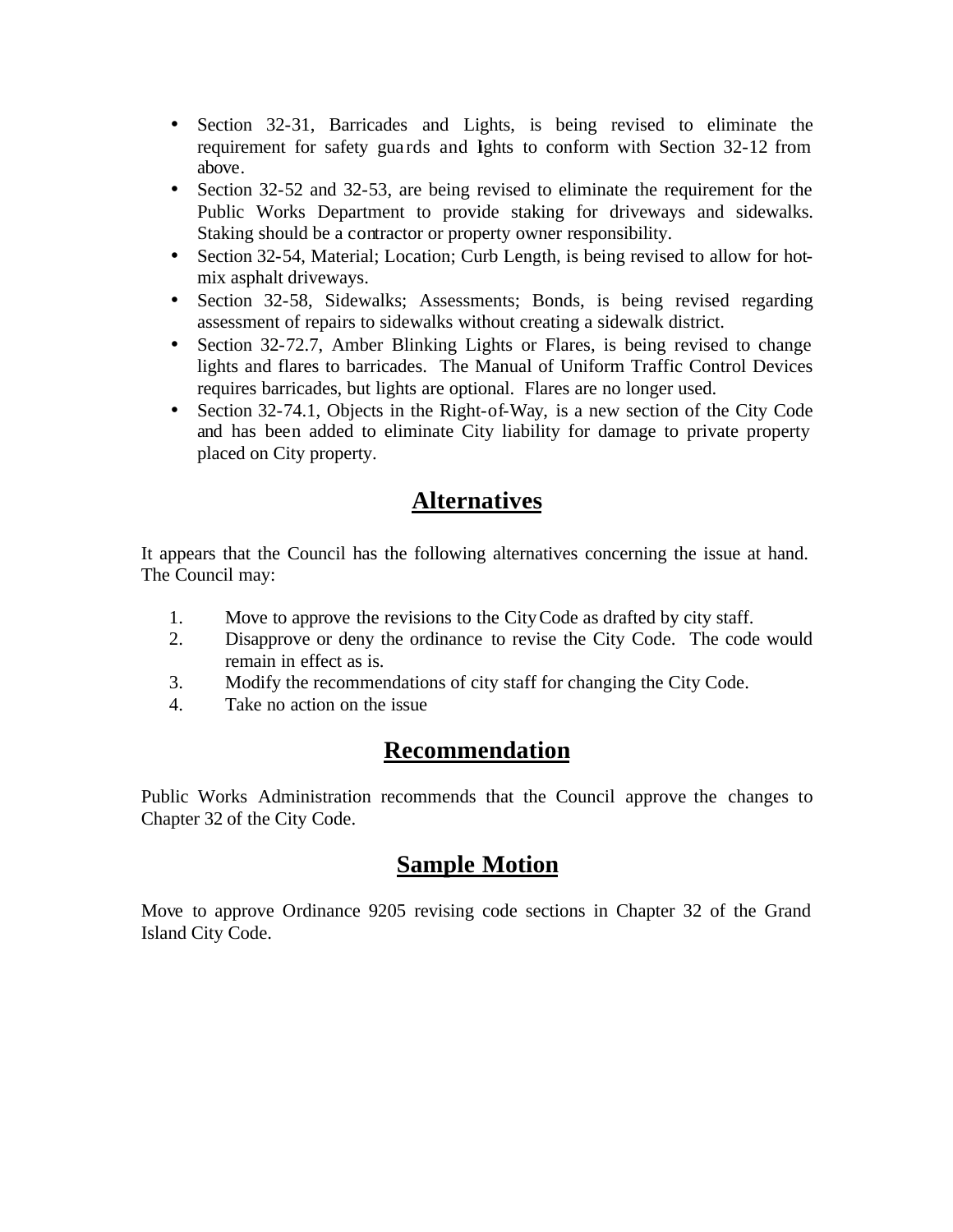- Section 32-31, Barricades and Lights, is being revised to eliminate the requirement for safety guards and lights to conform with Section 32-12 from above.
- Section 32-52 and 32-53, are being revised to eliminate the requirement for the Public Works Department to provide staking for driveways and sidewalks. Staking should be a contractor or property owner responsibility.
- Section 32-54, Material; Location; Curb Length, is being revised to allow for hot-mix asphalt driveways.
- Section 32-58, Sidewalks; Assessments; Bonds, is being revised regarding assessment of repairs to sidewalks without creating a sidewalk district.
- Section 32-72.7, Amber Blinking Lights or Flares, is being revised to change lights and flares to barricades. The Manual of Uniform Traffic Control Devices requires barricades, but lights are optional. Flares are no longer used.
- Section 32-74.1, Objects in the Right-of-Way, is a new section of the City Code and has been added to eliminate City liability for damage to private property placed on City property.

## Alternatives

It appears that the Council has the following alternatives concerning the issue at hand. The Council may:

1. Move to approve the revisions to the City Code as drafted by city staff.
2. Disapprove or deny the ordinance to revise the City Code. The code would remain in effect as is.
3. Modify the recommendations of city staff for changing the City Code.
4. Take no action on the issue

## Recommendation

Public Works Administration recommends that the Council approve the changes to Chapter 32 of the City Code.

## Sample Motion

Move to approve Ordinance 9205 revising code sections in Chapter 32 of the Grand Island City Code.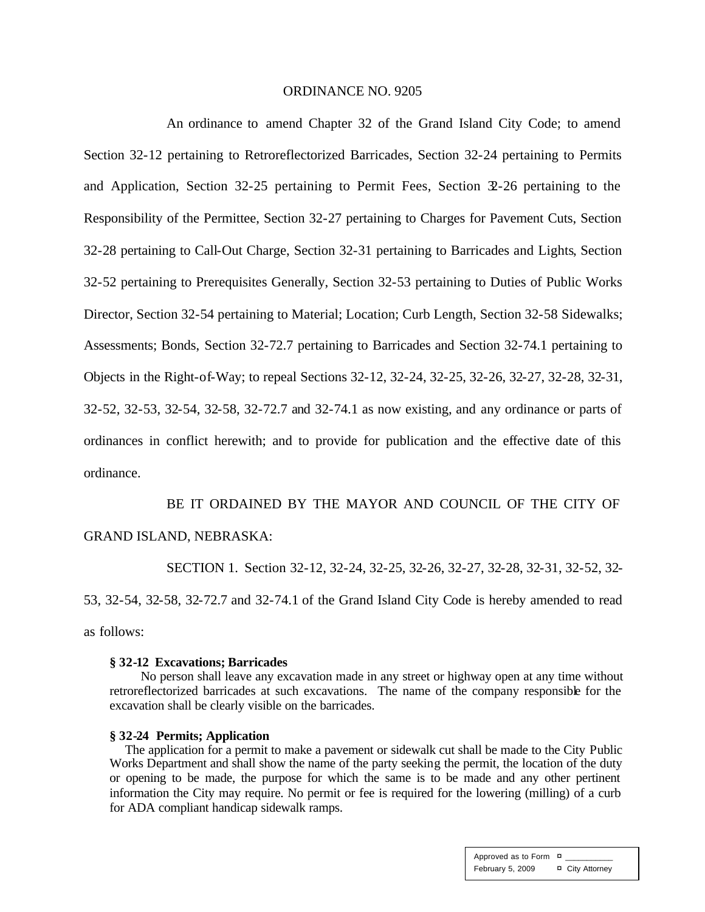ORDINANCE NO. 9205

An ordinance to amend Chapter 32 of the Grand Island City Code; to amend Section 32-12 pertaining to Retroreflectorized Barricades, Section 32-24 pertaining to Permits and Application, Section 32-25 pertaining to Permit Fees, Section 32-26 pertaining to the Responsibility of the Permittee, Section 32-27 pertaining to Charges for Pavement Cuts, Section 32-28 pertaining to Call-Out Charge, Section 32-31 pertaining to Barricades and Lights, Section 32-52 pertaining to Prerequisites Generally, Section 32-53 pertaining to Duties of Public Works Director, Section 32-54 pertaining to Material; Location; Curb Length, Section 32-58 Sidewalks; Assessments; Bonds, Section 32-72.7 pertaining to Barricades and Section 32-74.1 pertaining to Objects in the Right-of-Way; to repeal Sections 32-12, 32-24, 32-25, 32-26, 32-27, 32-28, 32-31, 32-52, 32-53, 32-54, 32-58, 32-72.7 and 32-74.1 as now existing, and any ordinance or parts of ordinances in conflict herewith; and to provide for publication and the effective date of this ordinance.

BE IT ORDAINED BY THE MAYOR AND COUNCIL OF THE CITY OF GRAND ISLAND, NEBRASKA:

SECTION 1. Section 32-12, 32-24, 32-25, 32-26, 32-27, 32-28, 32-31, 32-52, 32-53, 32-54, 32-58, 32-72.7 and 32-74.1 of the Grand Island City Code is hereby amended to read as follows:

**§ 32-12 Excavations; Barricades**

No person shall leave any excavation made in any street or highway open at any time without retroreflectorized barricades at such excavations. The name of the company responsible for the excavation shall be clearly visible on the barricades.

**§ 32-24 Permits; Application**

The application for a permit to make a pavement or sidewalk cut shall be made to the City Public Works Department and shall show the name of the party seeking the permit, the location of the duty or opening to be made, the purpose for which the same is to be made and any other pertinent information the City may require. No permit or fee is required for the lowering (milling) of a curb for ADA compliant handicap sidewalk ramps.

Approved as to Form ¤ ___________
February 5, 2009 ¤ City Attorney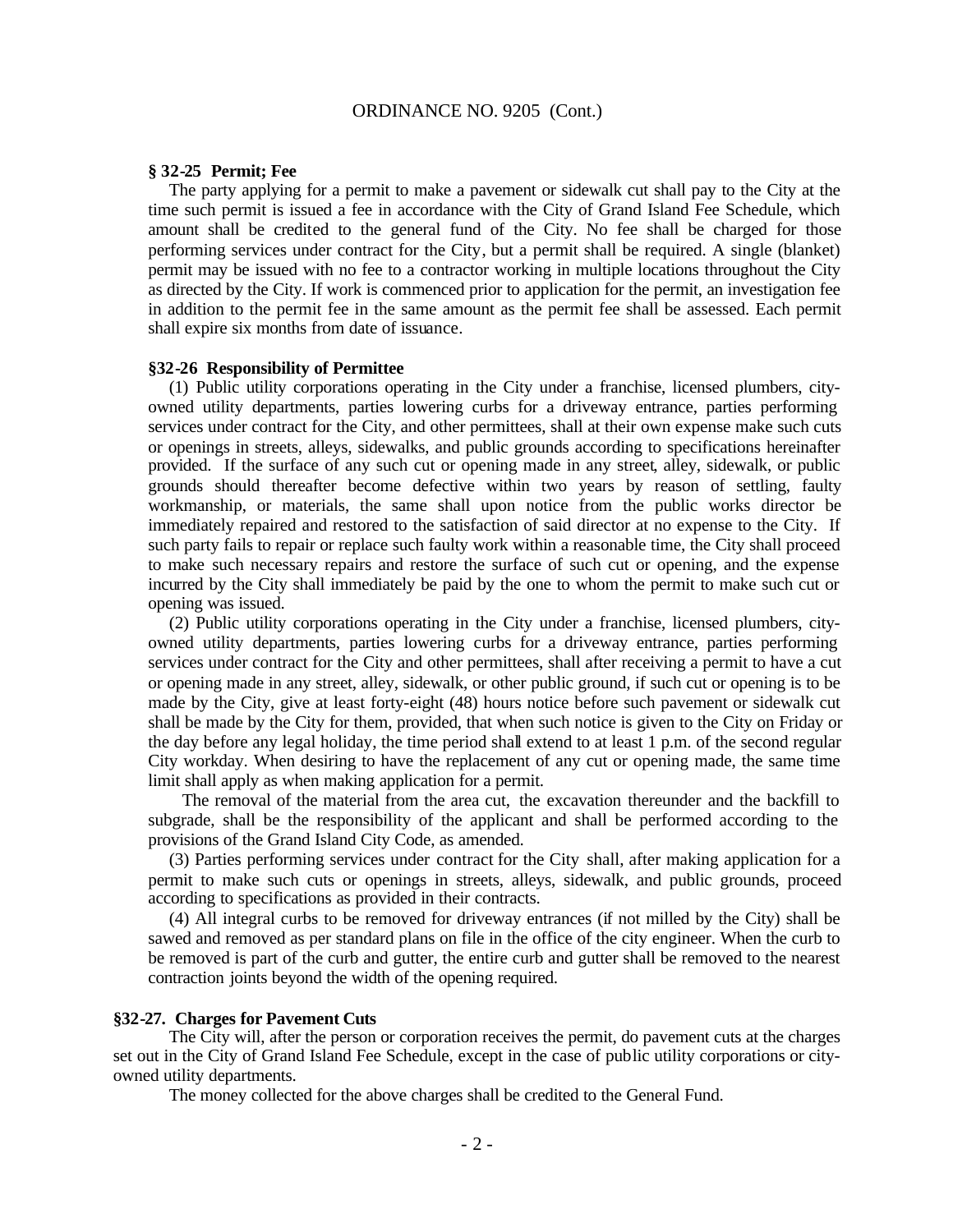ORDINANCE NO. 9205 (Cont.)

**§ 32-25 Permit; Fee**

The party applying for a permit to make a pavement or sidewalk cut shall pay to the City at the time such permit is issued a fee in accordance with the City of Grand Island Fee Schedule, which amount shall be credited to the general fund of the City. No fee shall be charged for those performing services under contract for the City, but a permit shall be required. A single (blanket) permit may be issued with no fee to a contractor working in multiple locations throughout the City as directed by the City. If work is commenced prior to application for the permit, an investigation fee in addition to the permit fee in the same amount as the permit fee shall be assessed. Each permit shall expire six months from date of issuance.

**§32-26 Responsibility of Permittee**

(1) Public utility corporations operating in the City under a franchise, licensed plumbers, city-owned utility departments, parties lowering curbs for a driveway entrance, parties performing services under contract for the City, and other permittees, shall at their own expense make such cuts or openings in streets, alleys, sidewalks, and public grounds according to specifications hereinafter provided. If the surface of any such cut or opening made in any street, alley, sidewalk, or public grounds should thereafter become defective within two years by reason of settling, faulty workmanship, or materials, the same shall upon notice from the public works director be immediately repaired and restored to the satisfaction of said director at no expense to the City. If such party fails to repair or replace such faulty work within a reasonable time, the City shall proceed to make such necessary repairs and restore the surface of such cut or opening, and the expense incurred by the City shall immediately be paid by the one to whom the permit to make such cut or opening was issued.

(2) Public utility corporations operating in the City under a franchise, licensed plumbers, city-owned utility departments, parties lowering curbs for a driveway entrance, parties performing services under contract for the City and other permittees, shall after receiving a permit to have a cut or opening made in any street, alley, sidewalk, or other public ground, if such cut or opening is to be made by the City, give at least forty-eight (48) hours notice before such pavement or sidewalk cut shall be made by the City for them, provided, that when such notice is given to the City on Friday or the day before any legal holiday, the time period shall extend to at least 1 p.m. of the second regular City workday. When desiring to have the replacement of any cut or opening made, the same time limit shall apply as when making application for a permit.

The removal of the material from the area cut, the excavation thereunder and the backfill to subgrade, shall be the responsibility of the applicant and shall be performed according to the provisions of the Grand Island City Code, as amended.

(3) Parties performing services under contract for the City shall, after making application for a permit to make such cuts or openings in streets, alleys, sidewalk, and public grounds, proceed according to specifications as provided in their contracts.

(4) All integral curbs to be removed for driveway entrances (if not milled by the City) shall be sawed and removed as per standard plans on file in the office of the city engineer. When the curb to be removed is part of the curb and gutter, the entire curb and gutter shall be removed to the nearest contraction joints beyond the width of the opening required.

**§32-27. Charges for Pavement Cuts**

The City will, after the person or corporation receives the permit, do pavement cuts at the charges set out in the City of Grand Island Fee Schedule, except in the case of public utility corporations or city-owned utility departments.

The money collected for the above charges shall be credited to the General Fund.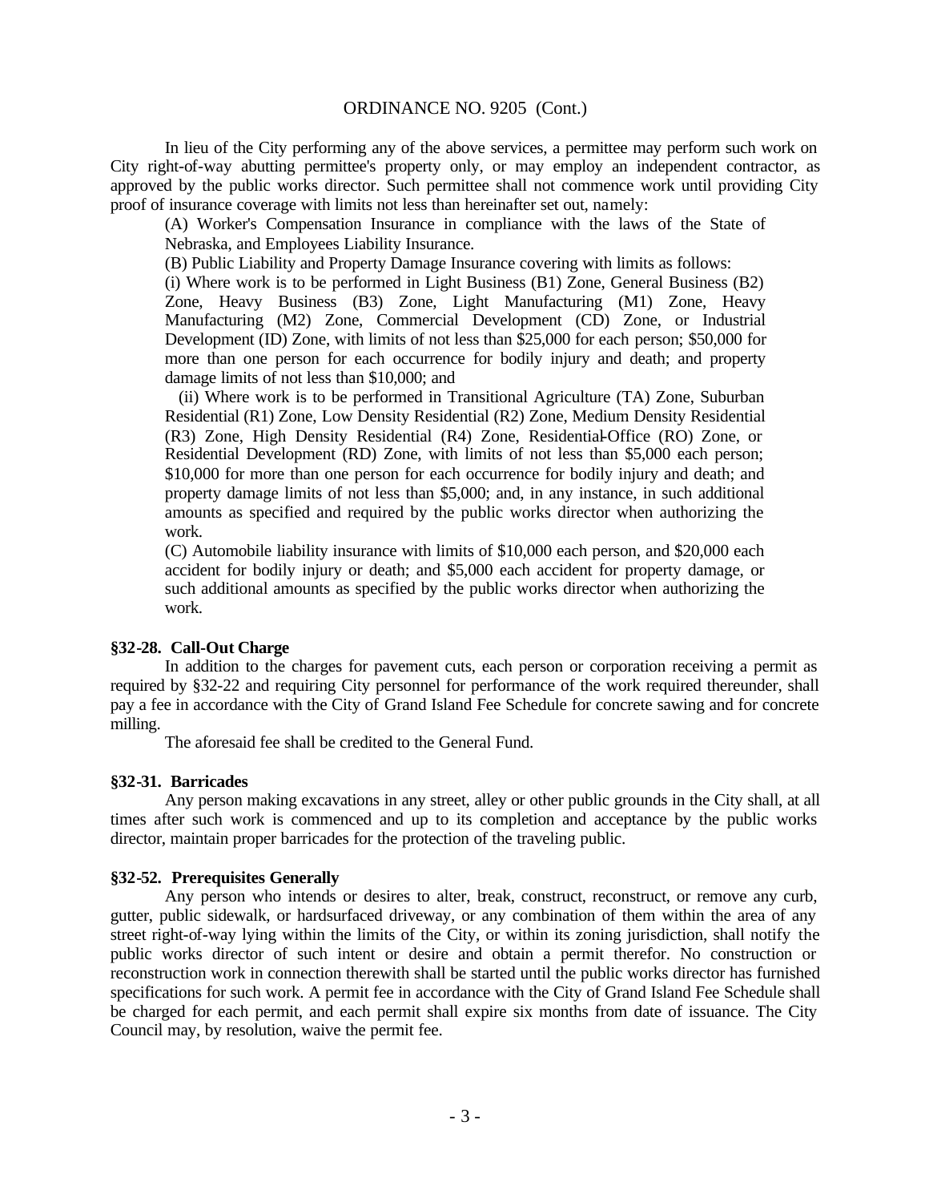ORDINANCE NO. 9205 (Cont.)

In lieu of the City performing any of the above services, a permittee may perform such work on City right-of-way abutting permittee's property only, or may employ an independent contractor, as approved by the public works director. Such permittee shall not commence work until providing City proof of insurance coverage with limits not less than hereinafter set out, namely:

(A) Worker's Compensation Insurance in compliance with the laws of the State of Nebraska, and Employees Liability Insurance.

(B) Public Liability and Property Damage Insurance covering with limits as follows:

(i) Where work is to be performed in Light Business (B1) Zone, General Business (B2) Zone, Heavy Business (B3) Zone, Light Manufacturing (M1) Zone, Heavy Manufacturing (M2) Zone, Commercial Development (CD) Zone, or Industrial Development (ID) Zone, with limits of not less than $25,000 for each person; $50,000 for more than one person for each occurrence for bodily injury and death; and property damage limits of not less than $10,000; and

(ii) Where work is to be performed in Transitional Agriculture (TA) Zone, Suburban Residential (R1) Zone, Low Density Residential (R2) Zone, Medium Density Residential (R3) Zone, High Density Residential (R4) Zone, Residential-Office (RO) Zone, or Residential Development (RD) Zone, with limits of not less than $5,000 each person; $10,000 for more than one person for each occurrence for bodily injury and death; and property damage limits of not less than $5,000; and, in any instance, in such additional amounts as specified and required by the public works director when authorizing the work.

(C) Automobile liability insurance with limits of $10,000 each person, and $20,000 each accident for bodily injury or death; and $5,000 each accident for property damage, or such additional amounts as specified by the public works director when authorizing the work.

**§32-28. Call-Out Charge**

In addition to the charges for pavement cuts, each person or corporation receiving a permit as required by §32-22 and requiring City personnel for performance of the work required thereunder, shall pay a fee in accordance with the City of Grand Island Fee Schedule for concrete sawing and for concrete milling.

The aforesaid fee shall be credited to the General Fund.

**§32-31. Barricades**

Any person making excavations in any street, alley or other public grounds in the City shall, at all times after such work is commenced and up to its completion and acceptance by the public works director, maintain proper barricades for the protection of the traveling public.

**§32-52. Prerequisites Generally**

Any person who intends or desires to alter, break, construct, reconstruct, or remove any curb, gutter, public sidewalk, or hardsurfaced driveway, or any combination of them within the area of any street right-of-way lying within the limits of the City, or within its zoning jurisdiction, shall notify the public works director of such intent or desire and obtain a permit therefor. No construction or reconstruction work in connection therewith shall be started until the public works director has furnished specifications for such work. A permit fee in accordance with the City of Grand Island Fee Schedule shall be charged for each permit, and each permit shall expire six months from date of issuance. The City Council may, by resolution, waive the permit fee.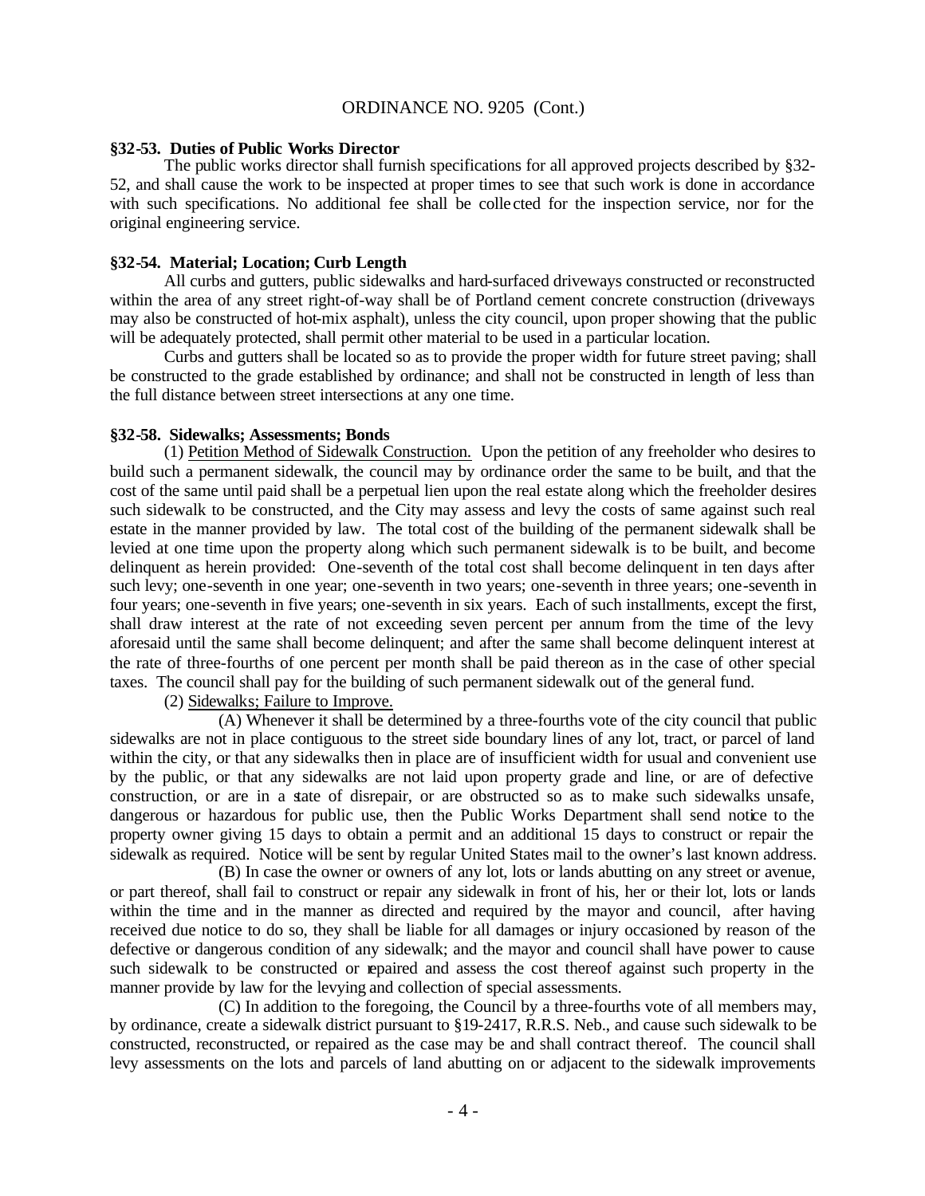ORDINANCE NO. 9205 (Cont.)

**§32-53. Duties of Public Works Director**

The public works director shall furnish specifications for all approved projects described by §32-52, and shall cause the work to be inspected at proper times to see that such work is done in accordance with such specifications. No additional fee shall be collected for the inspection service, nor for the original engineering service.

**§32-54. Material; Location; Curb Length**

All curbs and gutters, public sidewalks and hard-surfaced driveways constructed or reconstructed within the area of any street right-of-way shall be of Portland cement concrete construction (driveways may also be constructed of hot-mix asphalt), unless the city council, upon proper showing that the public will be adequately protected, shall permit other material to be used in a particular location.

Curbs and gutters shall be located so as to provide the proper width for future street paving; shall be constructed to the grade established by ordinance; and shall not be constructed in length of less than the full distance between street intersections at any one time.

**§32-58. Sidewalks; Assessments; Bonds**

(1) Petition Method of Sidewalk Construction. Upon the petition of any freeholder who desires to build such a permanent sidewalk, the council may by ordinance order the same to be built, and that the cost of the same until paid shall be a perpetual lien upon the real estate along which the freeholder desires such sidewalk to be constructed, and the City may assess and levy the costs of same against such real estate in the manner provided by law. The total cost of the building of the permanent sidewalk shall be levied at one time upon the property along which such permanent sidewalk is to be built, and become delinquent as herein provided: One-seventh of the total cost shall become delinquent in ten days after such levy; one-seventh in one year; one-seventh in two years; one-seventh in three years; one-seventh in four years; one-seventh in five years; one-seventh in six years. Each of such installments, except the first, shall draw interest at the rate of not exceeding seven percent per annum from the time of the levy aforesaid until the same shall become delinquent; and after the same shall become delinquent interest at the rate of three-fourths of one percent per month shall be paid thereon as in the case of other special taxes. The council shall pay for the building of such permanent sidewalk out of the general fund.

(2) Sidewalks; Failure to Improve.

(A) Whenever it shall be determined by a three-fourths vote of the city council that public sidewalks are not in place contiguous to the street side boundary lines of any lot, tract, or parcel of land within the city, or that any sidewalks then in place are of insufficient width for usual and convenient use by the public, or that any sidewalks are not laid upon property grade and line, or are of defective construction, or are in a state of disrepair, or are obstructed so as to make such sidewalks unsafe, dangerous or hazardous for public use, then the Public Works Department shall send notice to the property owner giving 15 days to obtain a permit and an additional 15 days to construct or repair the sidewalk as required. Notice will be sent by regular United States mail to the owner's last known address.

(B) In case the owner or owners of any lot, lots or lands abutting on any street or avenue, or part thereof, shall fail to construct or repair any sidewalk in front of his, her or their lot, lots or lands within the time and in the manner as directed and required by the mayor and council, after having received due notice to do so, they shall be liable for all damages or injury occasioned by reason of the defective or dangerous condition of any sidewalk; and the mayor and council shall have power to cause such sidewalk to be constructed or repaired and assess the cost thereof against such property in the manner provide by law for the levying and collection of special assessments.

(C) In addition to the foregoing, the Council by a three-fourths vote of all members may, by ordinance, create a sidewalk district pursuant to §19-2417, R.R.S. Neb., and cause such sidewalk to be constructed, reconstructed, or repaired as the case may be and shall contract thereof. The council shall levy assessments on the lots and parcels of land abutting on or adjacent to the sidewalk improvements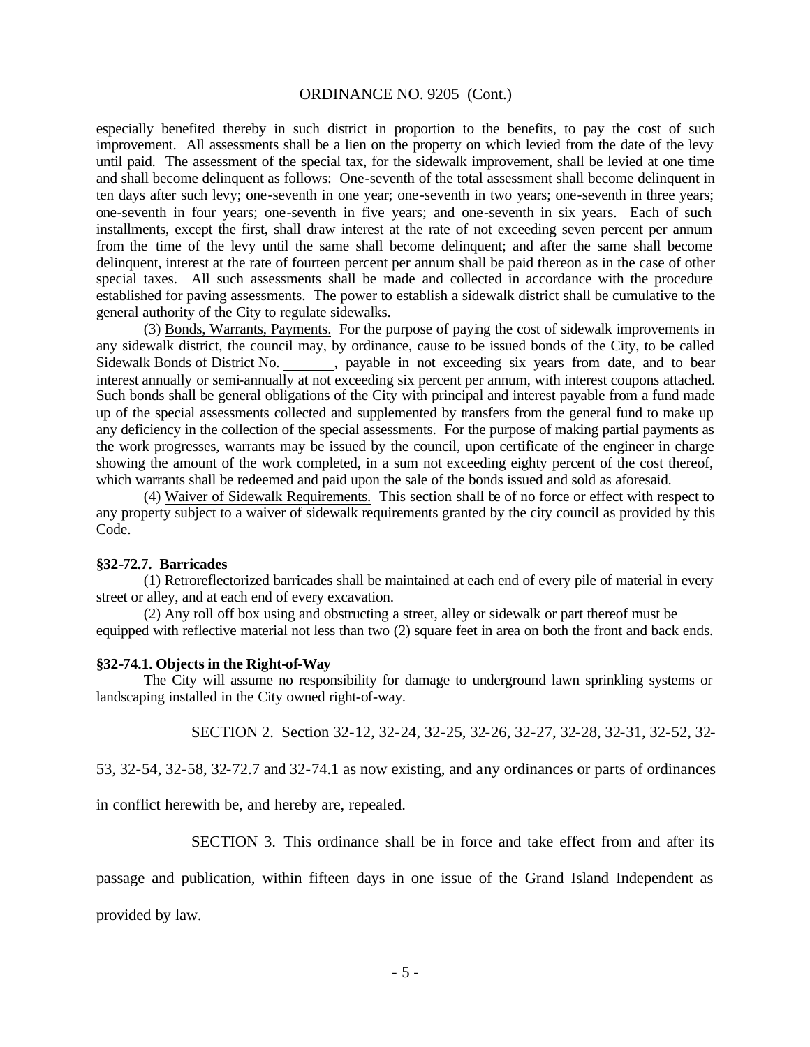especially benefited thereby in such district in proportion to the benefits, to pay the cost of such improvement. All assessments shall be a lien on the property on which levied from the date of the levy until paid. The assessment of the special tax, for the sidewalk improvement, shall be levied at one time and shall become delinquent as follows: One-seventh of the total assessment shall become delinquent in ten days after such levy; one-seventh in one year; one-seventh in two years; one-seventh in three years; one-seventh in four years; one-seventh in five years; and one-seventh in six years. Each of such installments, except the first, shall draw interest at the rate of not exceeding seven percent per annum from the time of the levy until the same shall become delinquent; and after the same shall become delinquent, interest at the rate of fourteen percent per annum shall be paid thereon as in the case of other special taxes. All such assessments shall be made and collected in accordance with the procedure established for paving assessments. The power to establish a sidewalk district shall be cumulative to the general authority of the City to regulate sidewalks.

(3) Bonds, Warrants, Payments. For the purpose of paying the cost of sidewalk improvements in any sidewalk district, the council may, by ordinance, cause to be issued bonds of the City, to be called Sidewalk Bonds of District No. _______, payable in not exceeding six years from date, and to bear interest annually or semi-annually at not exceeding six percent per annum, with interest coupons attached. Such bonds shall be general obligations of the City with principal and interest payable from a fund made up of the special assessments collected and supplemented by transfers from the general fund to make up any deficiency in the collection of the special assessments. For the purpose of making partial payments as the work progresses, warrants may be issued by the council, upon certificate of the engineer in charge showing the amount of the work completed, in a sum not exceeding eighty percent of the cost thereof, which warrants shall be redeemed and paid upon the sale of the bonds issued and sold as aforesaid.

(4) Waiver of Sidewalk Requirements. This section shall be of no force or effect with respect to any property subject to a waiver of sidewalk requirements granted by the city council as provided by this Code.

**§32-72.7. Barricades**

(1) Retroreflectorized barricades shall be maintained at each end of every pile of material in every street or alley, and at each end of every excavation.

(2) Any roll off box using and obstructing a street, alley or sidewalk or part thereof must be equipped with reflective material not less than two (2) square feet in area on both the front and back ends.

**§32-74.1. Objects in the Right-of-Way**

The City will assume no responsibility for damage to underground lawn sprinkling systems or landscaping installed in the City owned right-of-way.

SECTION 2. Section 32-12, 32-24, 32-25, 32-26, 32-27, 32-28, 32-31, 32-52, 32-53, 32-54, 32-58, 32-72.7 and 32-74.1 as now existing, and any ordinances or parts of ordinances in conflict herewith be, and hereby are, repealed.

SECTION 3. This ordinance shall be in force and take effect from and after its passage and publication, within fifteen days in one issue of the Grand Island Independent as provided by law.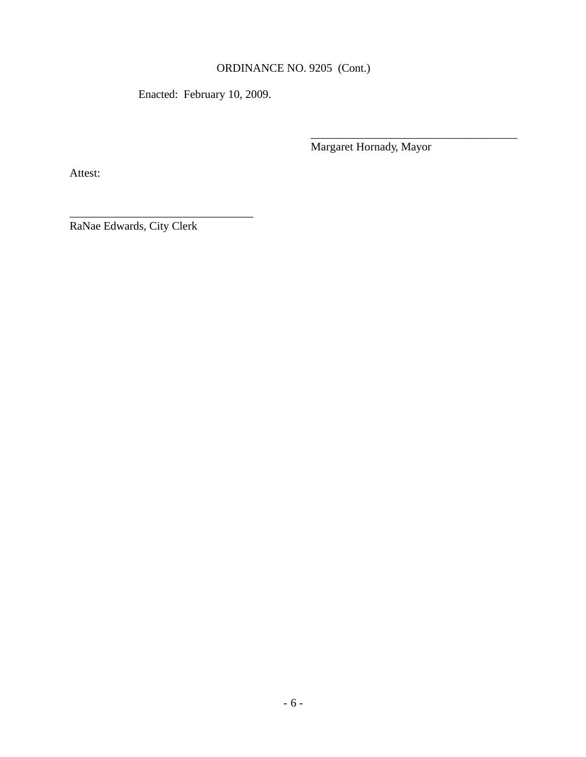ORDINANCE NO. 9205 (Cont.)

Enacted: February 10, 2009.

\_\_\_\_\_\_\_\_\_\_\_\_\_\_\_\_\_\_\_\_\_\_\_\_\_\_\_\_\_\_\_\_\_\_\_\_\_\_
Margaret Hornady, Mayor

Attest:

\_\_\_\_\_\_\_\_\_\_\_\_\_\_\_\_\_\_\_\_\_\_\_\_\_\_\_\_\_\_\_\_\_\_
RaNae Edwards, City Clerk